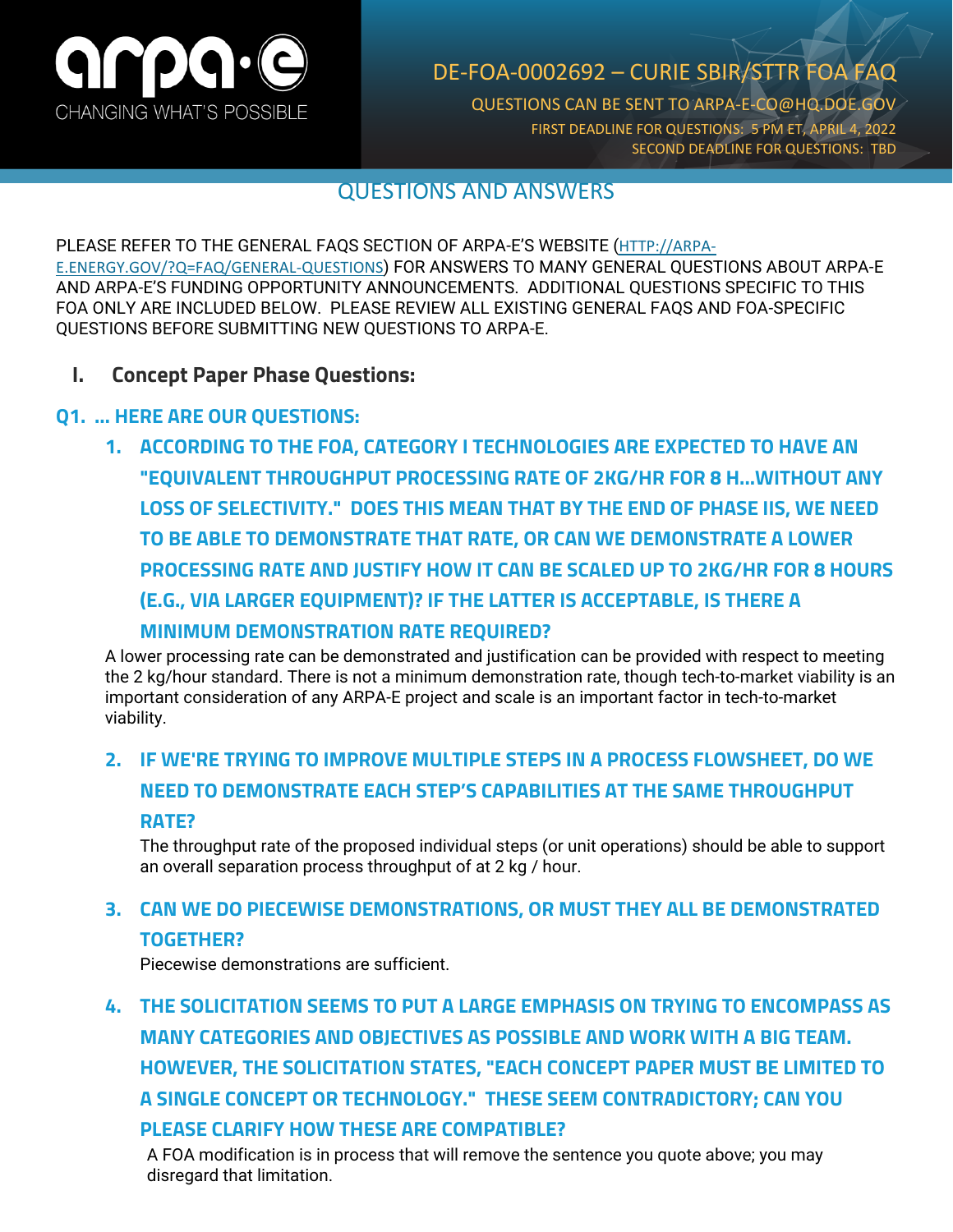# DE-FOA-0002692 – CURIE SBIR/STTR FOA FAQ

QUESTIONS CAN BE SENT TO ARPA-E-CO@HQ.DOE.GOV

FIRST DEADLINE FOR QUESTIONS: 5 PM ET, APRIL 4, 2022

SECOND DEADLINE FOR QUESTIONS: TBD

## QUESTIONS AND ANSWERS

PLEASE REFER TO THE GENERAL FAQS SECTION OF ARPA-E'S WEBSITE (HTTP://ARPA-E.ENERGY.GOV/?Q=FAQ/GENERAL-QUESTIONS) FOR ANSWERS TO MANY GENERAL QUESTIONS ABOUT ARPA-E AND ARPA-E'S FUNDING OPPORTUNITY ANNOUNCEMENTS. ADDITIONAL QUESTIONS SPECIFIC TO THIS FOA ONLY ARE INCLUDED BELOW. PLEASE REVIEW ALL EXISTING GENERAL FAQS AND FOA-SPECIFIC QUESTIONS BEFORE SUBMITTING NEW QUESTIONS TO ARPA-E.

## I. Concept Paper Phase Questions:

### Q1. … HERE ARE OUR QUESTIONS:

1. **ACCORDING TO THE FOA, CATEGORY I TECHNOLOGIES ARE EXPECTED TO HAVE AN "EQUIVALENT THROUGHPUT PROCESSING RATE OF 2KG/HR FOR 8 H…WITHOUT ANY LOSS OF SELECTIVITY." DOES THIS MEAN THAT BY THE END OF PHASE IIS, WE NEED TO BE ABLE TO DEMONSTRATE THAT RATE, OR CAN WE DEMONSTRATE A LOWER PROCESSING RATE AND JUSTIFY HOW IT CAN BE SCALED UP TO 2KG/HR FOR 8 HOURS (E.G., VIA LARGER EQUIPMENT)? IF THE LATTER IS ACCEPTABLE, IS THERE A MINIMUM DEMONSTRATION RATE REQUIRED?**

   A lower processing rate can be demonstrated and justification can be provided with respect to meeting the 2 kg/hour standard. There is not a minimum demonstration rate, though tech-to-market viability is an important consideration of any ARPA-E project and scale is an important factor in tech-to-market viability.

2. **IF WE'RE TRYING TO IMPROVE MULTIPLE STEPS IN A PROCESS FLOWSHEET, DO WE NEED TO DEMONSTRATE EACH STEP'S CAPABILITIES AT THE SAME THROUGHPUT RATE?**

   The throughput rate of the proposed individual steps (or unit operations) should be able to support an overall separation process throughput of at 2 kg / hour.

3. **CAN WE DO PIECEWISE DEMONSTRATIONS, OR MUST THEY ALL BE DEMONSTRATED TOGETHER?**

   Piecewise demonstrations are sufficient.

4. **THE SOLICITATION SEEMS TO PUT A LARGE EMPHASIS ON TRYING TO ENCOMPASS AS MANY CATEGORIES AND OBJECTIVES AS POSSIBLE AND WORK WITH A BIG TEAM. HOWEVER, THE SOLICITATION STATES, "EACH CONCEPT PAPER MUST BE LIMITED TO A SINGLE CONCEPT OR TECHNOLOGY." THESE SEEM CONTRADICTORY; CAN YOU PLEASE CLARIFY HOW THESE ARE COMPATIBLE?**

   A FOA modification is in process that will remove the sentence you quote above; you may disregard that limitation.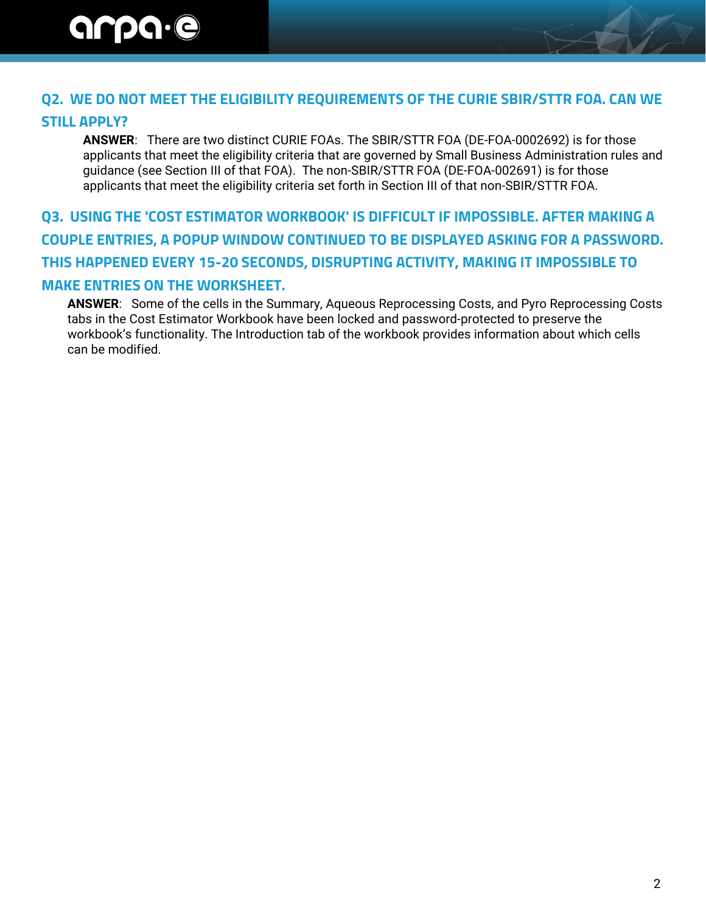### Q2. WE DO NOT MEET THE ELIGIBILITY REQUIREMENTS OF THE CURIE SBIR/STTR FOA. CAN WE STILL APPLY?

**ANSWER**: There are two distinct CURIE FOAs. The SBIR/STTR FOA (DE-FOA-0002692) is for those applicants that meet the eligibility criteria that are governed by Small Business Administration rules and guidance (see Section III of that FOA). The non-SBIR/STTR FOA (DE-FOA-002691) is for those applicants that meet the eligibility criteria set forth in Section III of that non-SBIR/STTR FOA.

### Q3. USING THE 'COST ESTIMATOR WORKBOOK' IS DIFFICULT IF IMPOSSIBLE. AFTER MAKING A COUPLE ENTRIES, A POPUP WINDOW CONTINUED TO BE DISPLAYED ASKING FOR A PASSWORD. THIS HAPPENED EVERY 15-20 SECONDS, DISRUPTING ACTIVITY, MAKING IT IMPOSSIBLE TO MAKE ENTRIES ON THE WORKSHEET.

**ANSWER**: Some of the cells in the Summary, Aqueous Reprocessing Costs, and Pyro Reprocessing Costs tabs in the Cost Estimator Workbook have been locked and password-protected to preserve the workbook's functionality. The Introduction tab of the workbook provides information about which cells can be modified.